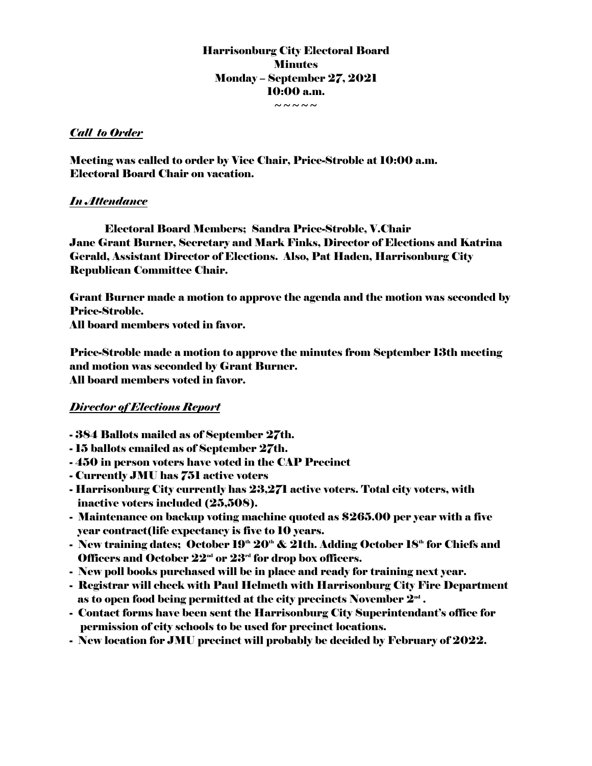# Harrisonburg City Electoral Board
## Minutes
## Monday – September 27, 2021
## 10:00 a.m.

~ ~ ~ ~ ~

***Call to Order***

**Meeting was called to order by Vice Chair, Price-Stroble at 10:00 a.m. Electoral Board Chair on vacation.**

***In Attendance***

**Electoral Board Members; Sandra Price-Stroble, V.Chair Jane Grant Burner, Secretary and Mark Finks, Director of Elections and Katrina Gerald, Assistant Director of Elections. Also, Pat Haden, Harrisonburg City Republican Committee Chair.**

**Grant Burner made a motion to approve the agenda and the motion was seconded by Price-Stroble.**
**All board members voted in favor.**

**Price-Stroble made a motion to approve the minutes from September 13th meeting and motion was seconded by Grant Burner.**
**All board members voted in favor.**

***Director of Elections Report***

- **384 Ballots mailed as of September 27th.**
- **15 ballots emailed as of September 27th.**
- **450 in person voters have voted in the CAP Precinct**
- **Currently JMU has 751 active voters**
- **Harrisonburg City currently has 23,271 active voters. Total city voters, with inactive voters included (25,508).**
- **Maintenance on backup voting machine quoted as $265.00 per year with a five year contract(life expectancy is five to 10 years.**
- **New training dates; October 19th 20th & 21th. Adding October 18th for Chiefs and Officers and October 22nd or 23rd for drop box officers.**
- **New poll books purchased will be in place and ready for training next year.**
- **Registrar will check with Paul Helmeth with Harrisonburg City Fire Department as to open food being permitted at the city precincts November 2nd .**
- **Contact forms have been sent the Harrisonburg City Superintendant's office for permission of city schools to be used for precinct locations.**
- **New location for JMU precinct will probably be decided by February of 2022.**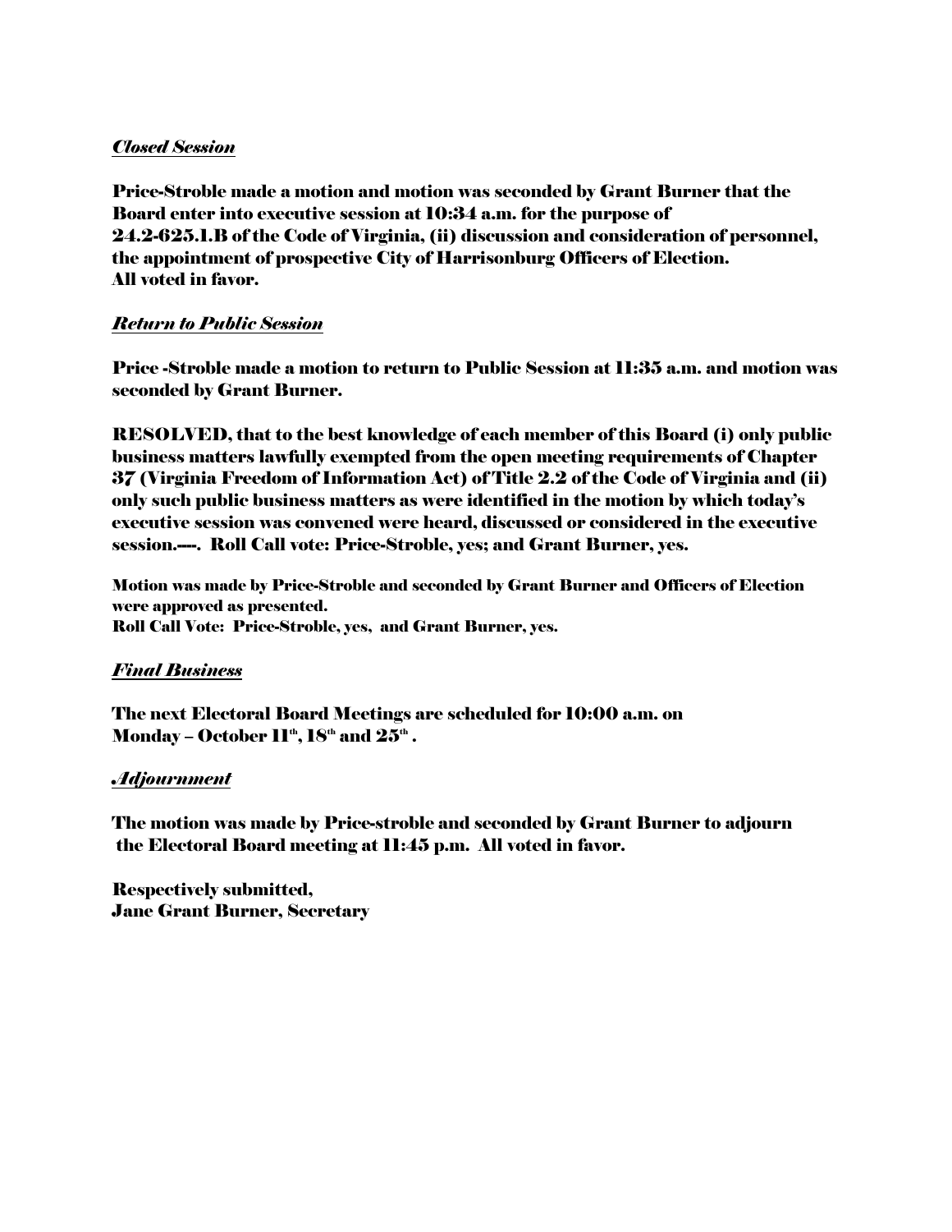***Closed Session***

**Price-Stroble made a motion and motion was seconded by Grant Burner that the Board enter into executive session at 10:34 a.m. for the purpose of 24.2-625.1.B of the Code of Virginia, (ii) discussion and consideration of personnel, the appointment of prospective City of Harrisonburg Officers of Election. All voted in favor.**

***Return to Public Session***

**Price -Stroble made a motion to return to Public Session at 11:35 a.m. and motion was seconded by Grant Burner.**

**RESOLVED, that to the best knowledge of each member of this Board (i) only public business matters lawfully exempted from the open meeting requirements of Chapter 37 (Virginia Freedom of Information Act) of Title 2.2 of the Code of Virginia and (ii) only such public business matters as were identified in the motion by which today's executive session was convened were heard, discussed or considered in the executive session.----. Roll Call vote: Price-Stroble, yes; and Grant Burner, yes.**

**Motion was made by Price-Stroble and seconded by Grant Burner and Officers of Election were approved as presented.**
**Roll Call Vote: Price-Stroble, yes, and Grant Burner, yes.**

***Final Business***

**The next Electoral Board Meetings are scheduled for 10:00 a.m. on Monday – October 11th, 18th and 25th .**

***Adjournment***

**The motion was made by Price-stroble and seconded by Grant Burner to adjourn the Electoral Board meeting at 11:45 p.m. All voted in favor.**

**Respectively submitted,**
**Jane Grant Burner, Secretary**